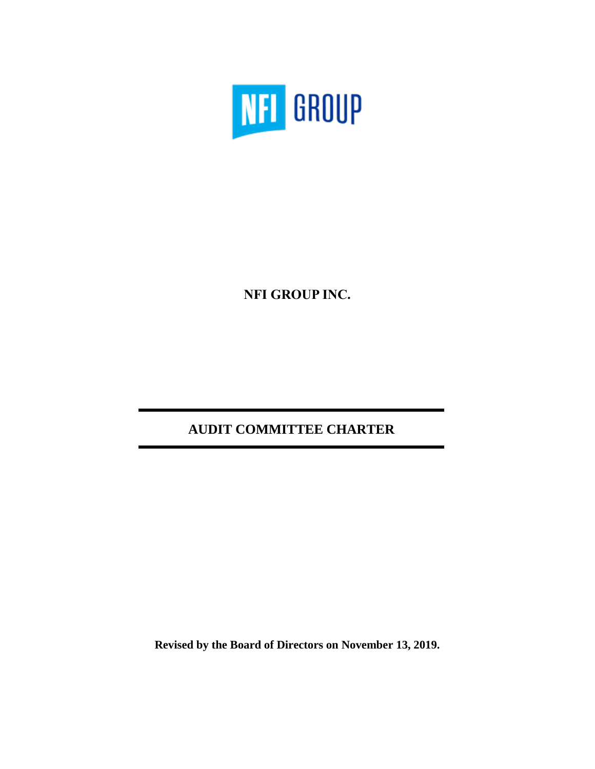NFI GROUP

# NFI GROUP INC.

## AUDIT COMMITTEE CHARTER

**Revised by the Board of Directors on November 13, 2019.**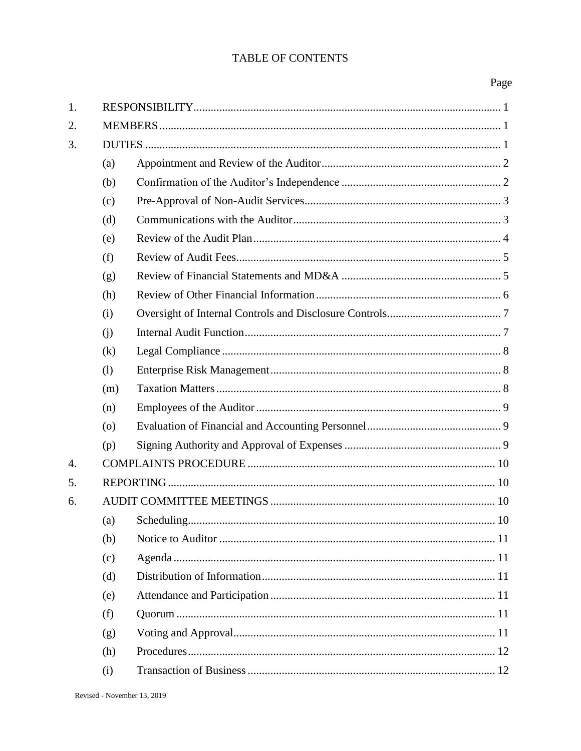# TABLE OF CONTENTS

| | | | Page |
|---|---|---|---|
| 1. | RESPONSIBILITY | | 1 |
| 2. | MEMBERS | | 1 |
| 3. | DUTIES | | 1 |
| | (a) | Appointment and Review of the Auditor | 2 |
| | (b) | Confirmation of the Auditor's Independence | 2 |
| | (c) | Pre-Approval of Non-Audit Services | 3 |
| | (d) | Communications with the Auditor | 3 |
| | (e) | Review of the Audit Plan | 4 |
| | (f) | Review of Audit Fees | 5 |
| | (g) | Review of Financial Statements and MD&A | 5 |
| | (h) | Review of Other Financial Information | 6 |
| | (i) | Oversight of Internal Controls and Disclosure Controls | 7 |
| | (j) | Internal Audit Function | 7 |
| | (k) | Legal Compliance | 8 |
| | (l) | Enterprise Risk Management | 8 |
| | (m) | Taxation Matters | 8 |
| | (n) | Employees of the Auditor | 9 |
| | (o) | Evaluation of Financial and Accounting Personnel | 9 |
| | (p) | Signing Authority and Approval of Expenses | 9 |
| 4. | COMPLAINTS PROCEDURE | | 10 |
| 5. | REPORTING | | 10 |
| 6. | AUDIT COMMITTEE MEETINGS | | 10 |
| | (a) | Scheduling | 10 |
| | (b) | Notice to Auditor | 11 |
| | (c) | Agenda | 11 |
| | (d) | Distribution of Information | 11 |
| | (e) | Attendance and Participation | 11 |
| | (f) | Quorum | 11 |
| | (g) | Voting and Approval | 11 |
| | (h) | Procedures | 12 |
| | (i) | Transaction of Business | 12 |

Revised - November 13, 2019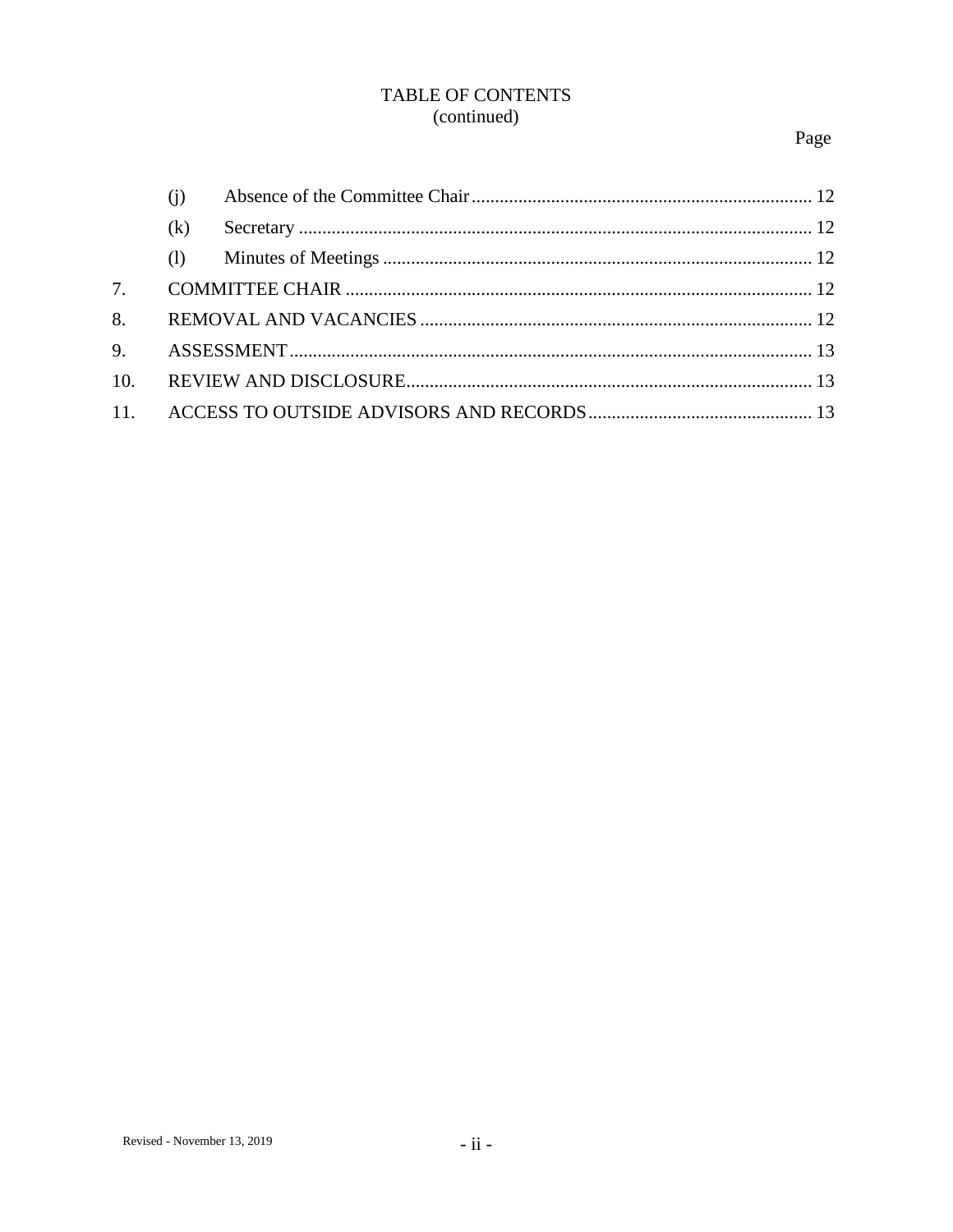TABLE OF CONTENTS
(continued)

| | | Page |
|---|---|---|
| | (j) Absence of the Committee Chair | 12 |
| | (k) Secretary | 12 |
| | (l) Minutes of Meetings | 12 |
| 7. | COMMITTEE CHAIR | 12 |
| 8. | REMOVAL AND VACANCIES | 12 |
| 9. | ASSESSMENT | 13 |
| 10. | REVIEW AND DISCLOSURE | 13 |
| 11. | ACCESS TO OUTSIDE ADVISORS AND RECORDS | 13 |

Revised - November 13, 2019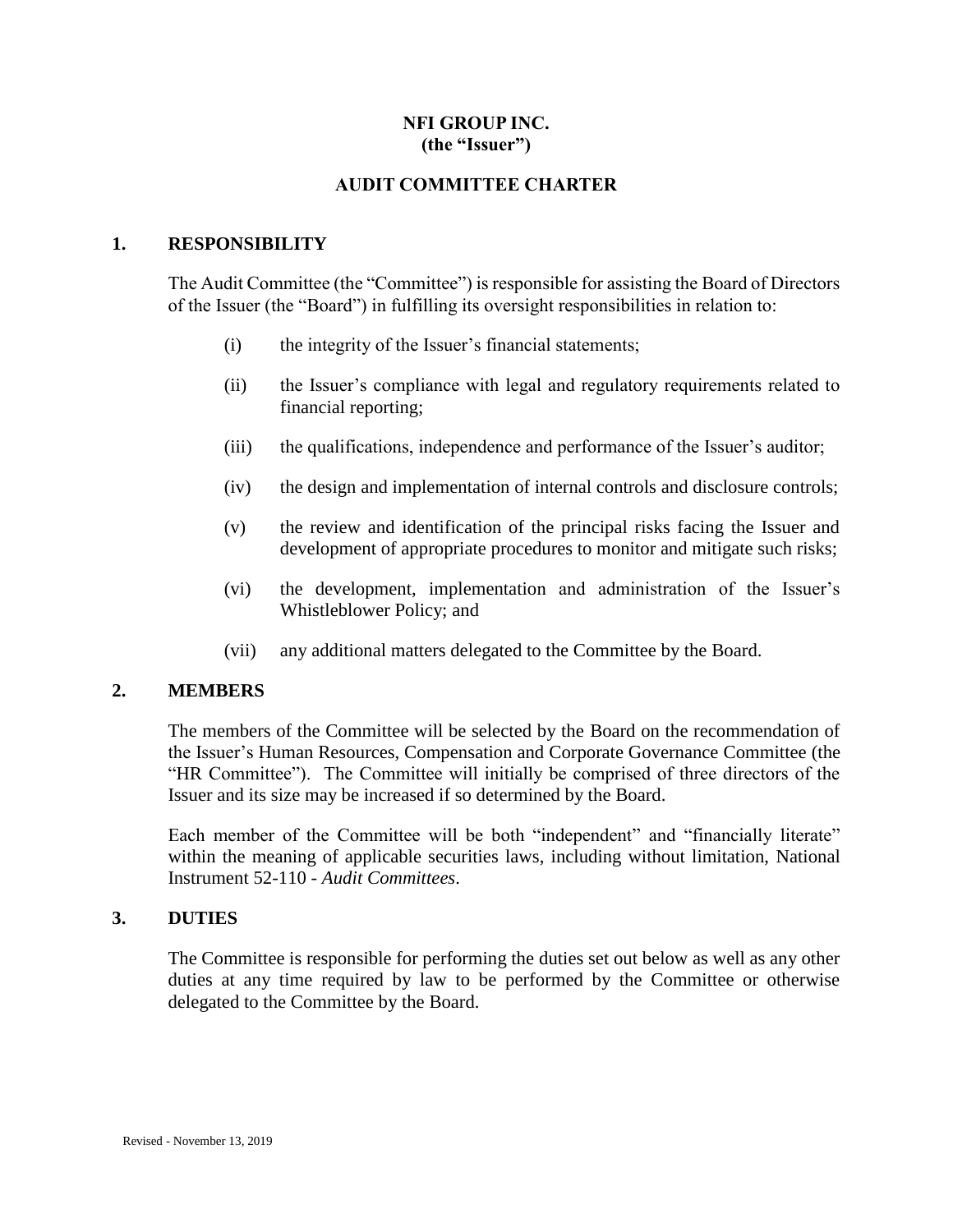**NFI GROUP INC.**
**(the "Issuer")**

**AUDIT COMMITTEE CHARTER**

## 1. RESPONSIBILITY

The Audit Committee (the "Committee") is responsible for assisting the Board of Directors of the Issuer (the "Board") in fulfilling its oversight responsibilities in relation to:

(i) the integrity of the Issuer's financial statements;

(ii) the Issuer's compliance with legal and regulatory requirements related to financial reporting;

(iii) the qualifications, independence and performance of the Issuer's auditor;

(iv) the design and implementation of internal controls and disclosure controls;

(v) the review and identification of the principal risks facing the Issuer and development of appropriate procedures to monitor and mitigate such risks;

(vi) the development, implementation and administration of the Issuer's Whistleblower Policy; and

(vii) any additional matters delegated to the Committee by the Board.

## 2. MEMBERS

The members of the Committee will be selected by the Board on the recommendation of the Issuer's Human Resources, Compensation and Corporate Governance Committee (the "HR Committee"). The Committee will initially be comprised of three directors of the Issuer and its size may be increased if so determined by the Board.

Each member of the Committee will be both "independent" and "financially literate" within the meaning of applicable securities laws, including without limitation, National Instrument 52-110 - *Audit Committees*.

## 3. DUTIES

The Committee is responsible for performing the duties set out below as well as any other duties at any time required by law to be performed by the Committee or otherwise delegated to the Committee by the Board.

Revised - November 13, 2019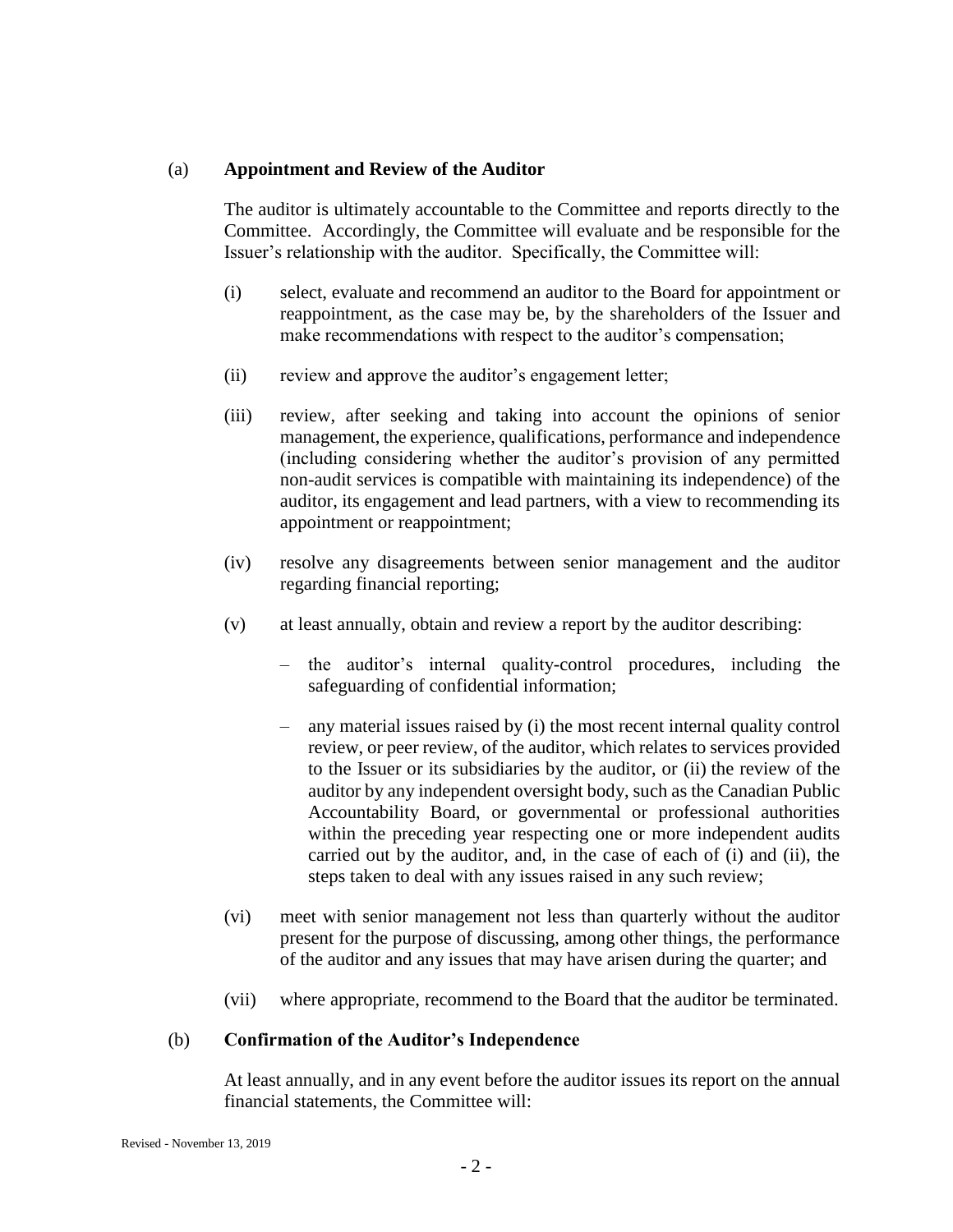(a) **Appointment and Review of the Auditor**

The auditor is ultimately accountable to the Committee and reports directly to the Committee. Accordingly, the Committee will evaluate and be responsible for the Issuer's relationship with the auditor. Specifically, the Committee will:

(i) select, evaluate and recommend an auditor to the Board for appointment or reappointment, as the case may be, by the shareholders of the Issuer and make recommendations with respect to the auditor's compensation;

(ii) review and approve the auditor's engagement letter;

(iii) review, after seeking and taking into account the opinions of senior management, the experience, qualifications, performance and independence (including considering whether the auditor's provision of any permitted non-audit services is compatible with maintaining its independence) of the auditor, its engagement and lead partners, with a view to recommending its appointment or reappointment;

(iv) resolve any disagreements between senior management and the auditor regarding financial reporting;

(v) at least annually, obtain and review a report by the auditor describing:

- the auditor's internal quality-control procedures, including the safeguarding of confidential information;
- any material issues raised by (i) the most recent internal quality control review, or peer review, of the auditor, which relates to services provided to the Issuer or its subsidiaries by the auditor, or (ii) the review of the auditor by any independent oversight body, such as the Canadian Public Accountability Board, or governmental or professional authorities within the preceding year respecting one or more independent audits carried out by the auditor, and, in the case of each of (i) and (ii), the steps taken to deal with any issues raised in any such review;

(vi) meet with senior management not less than quarterly without the auditor present for the purpose of discussing, among other things, the performance of the auditor and any issues that may have arisen during the quarter; and

(vii) where appropriate, recommend to the Board that the auditor be terminated.

(b) **Confirmation of the Auditor's Independence**

At least annually, and in any event before the auditor issues its report on the annual financial statements, the Committee will: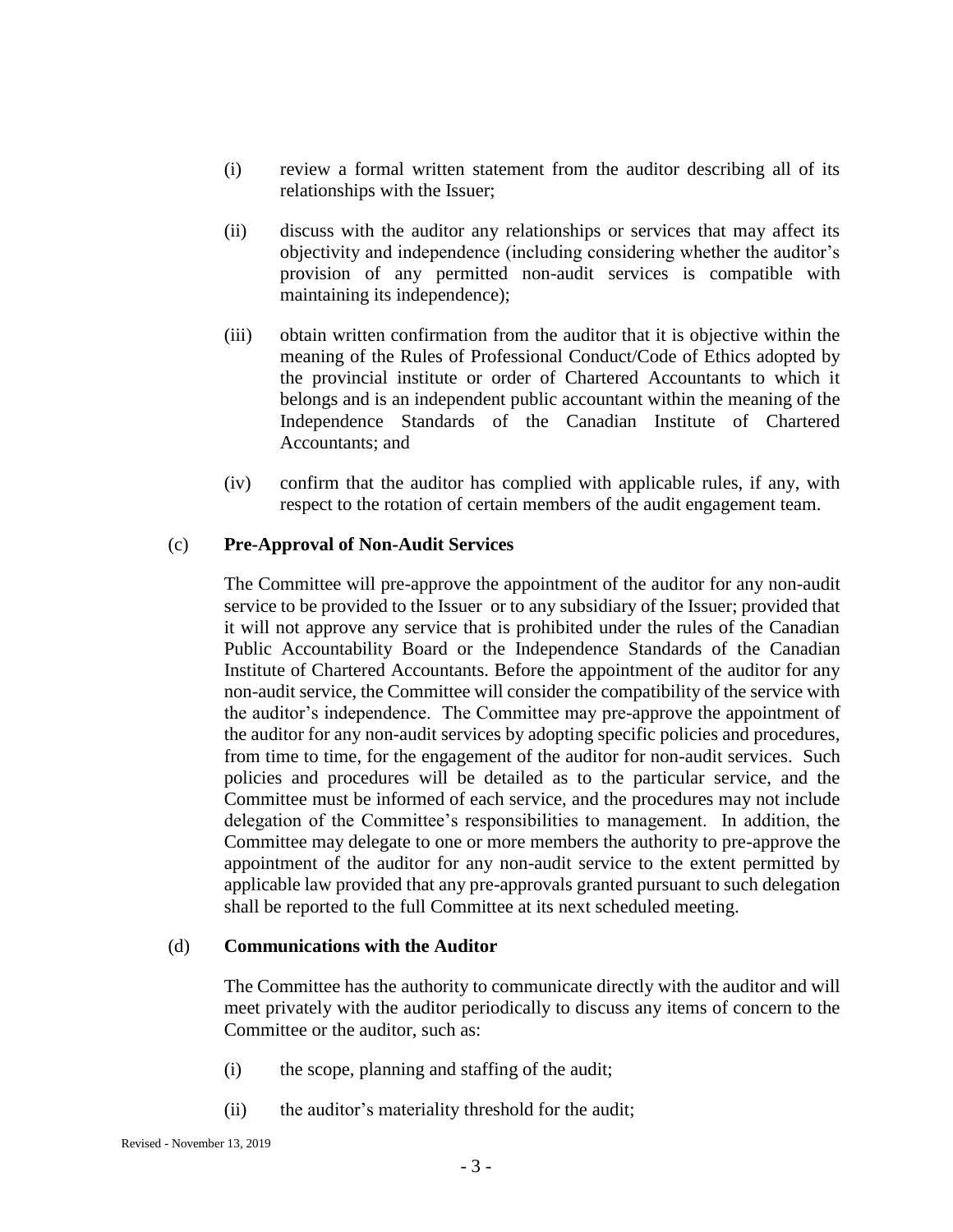(i) review a formal written statement from the auditor describing all of its relationships with the Issuer;

(ii) discuss with the auditor any relationships or services that may affect its objectivity and independence (including considering whether the auditor's provision of any permitted non-audit services is compatible with maintaining its independence);

(iii) obtain written confirmation from the auditor that it is objective within the meaning of the Rules of Professional Conduct/Code of Ethics adopted by the provincial institute or order of Chartered Accountants to which it belongs and is an independent public accountant within the meaning of the Independence Standards of the Canadian Institute of Chartered Accountants; and

(iv) confirm that the auditor has complied with applicable rules, if any, with respect to the rotation of certain members of the audit engagement team.

(c) **Pre-Approval of Non-Audit Services**

The Committee will pre-approve the appointment of the auditor for any non-audit service to be provided to the Issuer or to any subsidiary of the Issuer; provided that it will not approve any service that is prohibited under the rules of the Canadian Public Accountability Board or the Independence Standards of the Canadian Institute of Chartered Accountants. Before the appointment of the auditor for any non-audit service, the Committee will consider the compatibility of the service with the auditor's independence. The Committee may pre-approve the appointment of the auditor for any non-audit services by adopting specific policies and procedures, from time to time, for the engagement of the auditor for non-audit services. Such policies and procedures will be detailed as to the particular service, and the Committee must be informed of each service, and the procedures may not include delegation of the Committee's responsibilities to management. In addition, the Committee may delegate to one or more members the authority to pre-approve the appointment of the auditor for any non-audit service to the extent permitted by applicable law provided that any pre-approvals granted pursuant to such delegation shall be reported to the full Committee at its next scheduled meeting.

(d) **Communications with the Auditor**

The Committee has the authority to communicate directly with the auditor and will meet privately with the auditor periodically to discuss any items of concern to the Committee or the auditor, such as:

(i) the scope, planning and staffing of the audit;

(ii) the auditor's materiality threshold for the audit;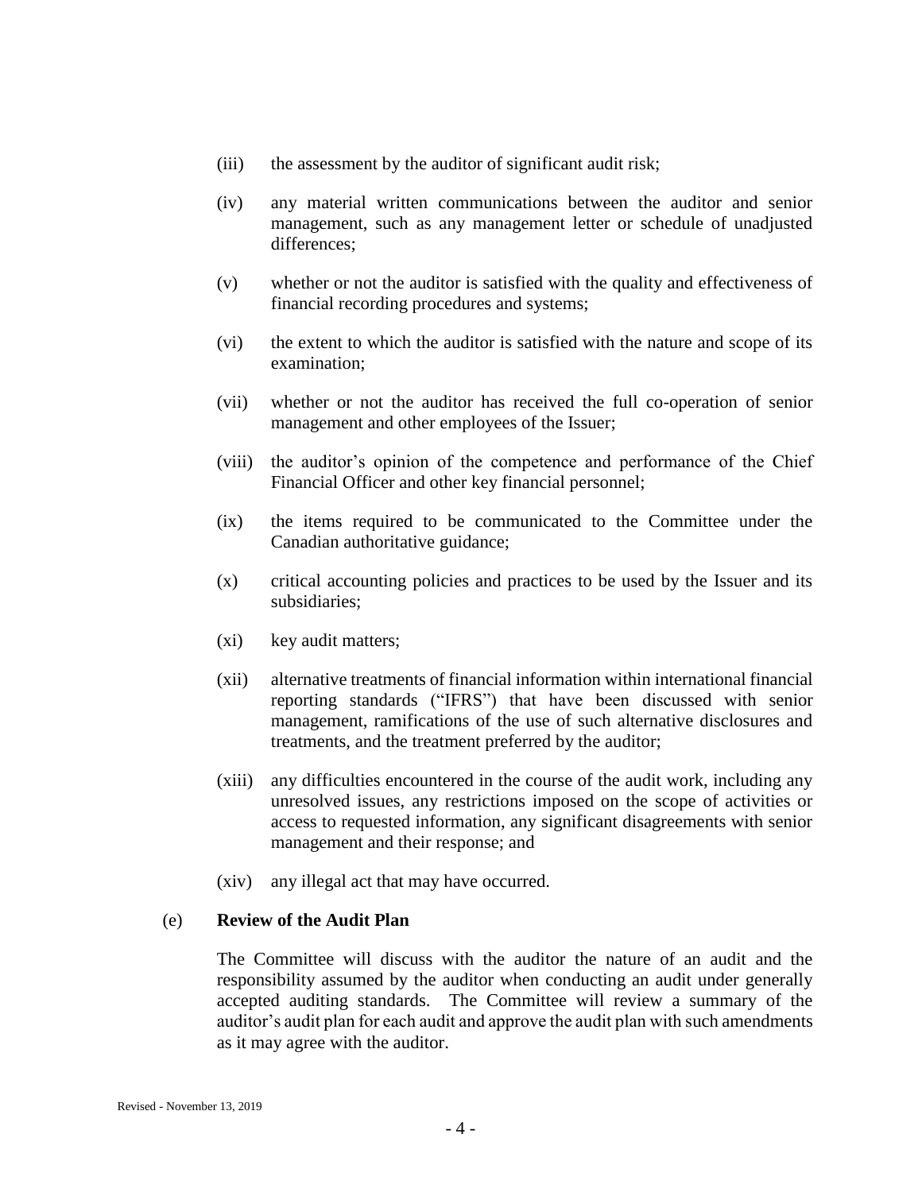(iii) the assessment by the auditor of significant audit risk;

(iv) any material written communications between the auditor and senior management, such as any management letter or schedule of unadjusted differences;

(v) whether or not the auditor is satisfied with the quality and effectiveness of financial recording procedures and systems;

(vi) the extent to which the auditor is satisfied with the nature and scope of its examination;

(vii) whether or not the auditor has received the full co-operation of senior management and other employees of the Issuer;

(viii) the auditor's opinion of the competence and performance of the Chief Financial Officer and other key financial personnel;

(ix) the items required to be communicated to the Committee under the Canadian authoritative guidance;

(x) critical accounting policies and practices to be used by the Issuer and its subsidiaries;

(xi) key audit matters;

(xii) alternative treatments of financial information within international financial reporting standards ("IFRS") that have been discussed with senior management, ramifications of the use of such alternative disclosures and treatments, and the treatment preferred by the auditor;

(xiii) any difficulties encountered in the course of the audit work, including any unresolved issues, any restrictions imposed on the scope of activities or access to requested information, any significant disagreements with senior management and their response; and

(xiv) any illegal act that may have occurred.

(e) **Review of the Audit Plan**

The Committee will discuss with the auditor the nature of an audit and the responsibility assumed by the auditor when conducting an audit under generally accepted auditing standards. The Committee will review a summary of the auditor's audit plan for each audit and approve the audit plan with such amendments as it may agree with the auditor.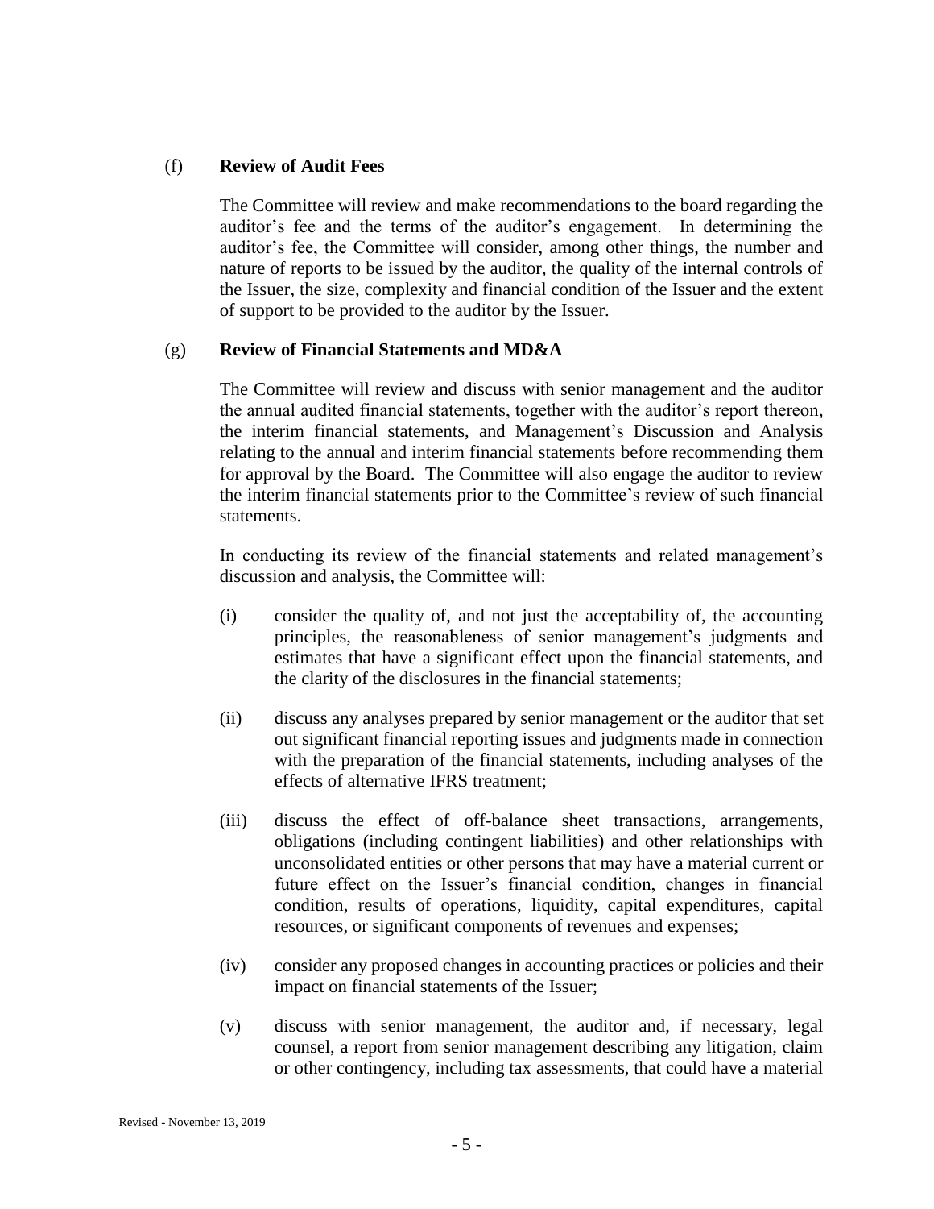(f) **Review of Audit Fees**

The Committee will review and make recommendations to the board regarding the auditor's fee and the terms of the auditor's engagement. In determining the auditor's fee, the Committee will consider, among other things, the number and nature of reports to be issued by the auditor, the quality of the internal controls of the Issuer, the size, complexity and financial condition of the Issuer and the extent of support to be provided to the auditor by the Issuer.

(g) **Review of Financial Statements and MD&A**

The Committee will review and discuss with senior management and the auditor the annual audited financial statements, together with the auditor's report thereon, the interim financial statements, and Management's Discussion and Analysis relating to the annual and interim financial statements before recommending them for approval by the Board. The Committee will also engage the auditor to review the interim financial statements prior to the Committee's review of such financial statements.

In conducting its review of the financial statements and related management's discussion and analysis, the Committee will:

(i) consider the quality of, and not just the acceptability of, the accounting principles, the reasonableness of senior management's judgments and estimates that have a significant effect upon the financial statements, and the clarity of the disclosures in the financial statements;

(ii) discuss any analyses prepared by senior management or the auditor that set out significant financial reporting issues and judgments made in connection with the preparation of the financial statements, including analyses of the effects of alternative IFRS treatment;

(iii) discuss the effect of off-balance sheet transactions, arrangements, obligations (including contingent liabilities) and other relationships with unconsolidated entities or other persons that may have a material current or future effect on the Issuer's financial condition, changes in financial condition, results of operations, liquidity, capital expenditures, capital resources, or significant components of revenues and expenses;

(iv) consider any proposed changes in accounting practices or policies and their impact on financial statements of the Issuer;

(v) discuss with senior management, the auditor and, if necessary, legal counsel, a report from senior management describing any litigation, claim or other contingency, including tax assessments, that could have a material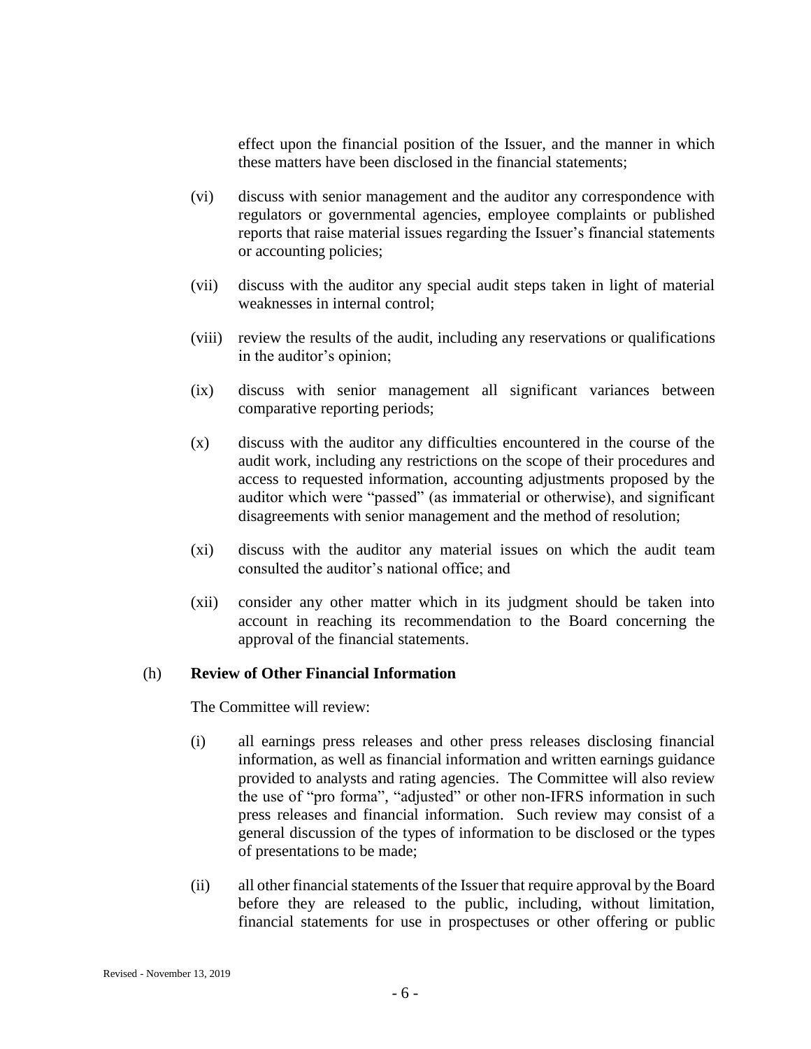effect upon the financial position of the Issuer, and the manner in which these matters have been disclosed in the financial statements;

(vi) discuss with senior management and the auditor any correspondence with regulators or governmental agencies, employee complaints or published reports that raise material issues regarding the Issuer's financial statements or accounting policies;

(vii) discuss with the auditor any special audit steps taken in light of material weaknesses in internal control;

(viii) review the results of the audit, including any reservations or qualifications in the auditor's opinion;

(ix) discuss with senior management all significant variances between comparative reporting periods;

(x) discuss with the auditor any difficulties encountered in the course of the audit work, including any restrictions on the scope of their procedures and access to requested information, accounting adjustments proposed by the auditor which were "passed" (as immaterial or otherwise), and significant disagreements with senior management and the method of resolution;

(xi) discuss with the auditor any material issues on which the audit team consulted the auditor's national office; and

(xii) consider any other matter which in its judgment should be taken into account in reaching its recommendation to the Board concerning the approval of the financial statements.

(h) **Review of Other Financial Information**

The Committee will review:

(i) all earnings press releases and other press releases disclosing financial information, as well as financial information and written earnings guidance provided to analysts and rating agencies. The Committee will also review the use of "pro forma", "adjusted" or other non-IFRS information in such press releases and financial information. Such review may consist of a general discussion of the types of information to be disclosed or the types of presentations to be made;

(ii) all other financial statements of the Issuer that require approval by the Board before they are released to the public, including, without limitation, financial statements for use in prospectuses or other offering or public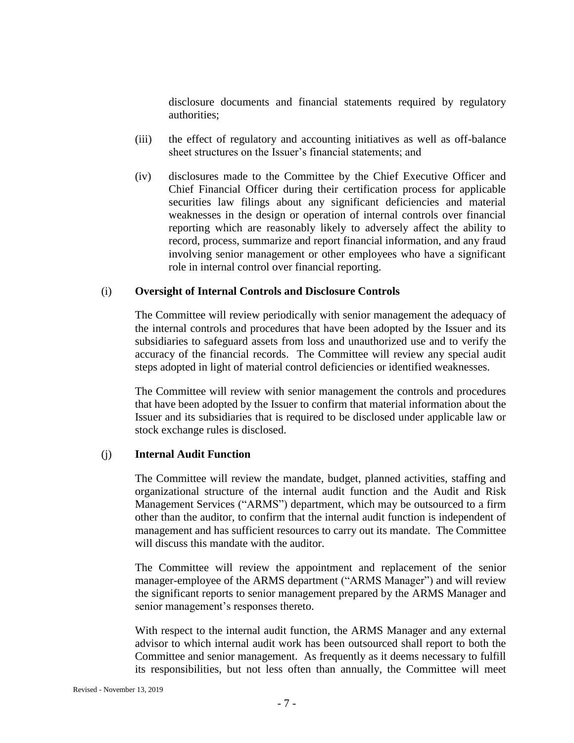disclosure documents and financial statements required by regulatory authorities;

(iii) the effect of regulatory and accounting initiatives as well as off-balance sheet structures on the Issuer's financial statements; and

(iv) disclosures made to the Committee by the Chief Executive Officer and Chief Financial Officer during their certification process for applicable securities law filings about any significant deficiencies and material weaknesses in the design or operation of internal controls over financial reporting which are reasonably likely to adversely affect the ability to record, process, summarize and report financial information, and any fraud involving senior management or other employees who have a significant role in internal control over financial reporting.

(i) **Oversight of Internal Controls and Disclosure Controls**

The Committee will review periodically with senior management the adequacy of the internal controls and procedures that have been adopted by the Issuer and its subsidiaries to safeguard assets from loss and unauthorized use and to verify the accuracy of the financial records. The Committee will review any special audit steps adopted in light of material control deficiencies or identified weaknesses.

The Committee will review with senior management the controls and procedures that have been adopted by the Issuer to confirm that material information about the Issuer and its subsidiaries that is required to be disclosed under applicable law or stock exchange rules is disclosed.

(j) **Internal Audit Function**

The Committee will review the mandate, budget, planned activities, staffing and organizational structure of the internal audit function and the Audit and Risk Management Services ("ARMS") department, which may be outsourced to a firm other than the auditor, to confirm that the internal audit function is independent of management and has sufficient resources to carry out its mandate. The Committee will discuss this mandate with the auditor.

The Committee will review the appointment and replacement of the senior manager-employee of the ARMS department ("ARMS Manager") and will review the significant reports to senior management prepared by the ARMS Manager and senior management's responses thereto.

With respect to the internal audit function, the ARMS Manager and any external advisor to which internal audit work has been outsourced shall report to both the Committee and senior management. As frequently as it deems necessary to fulfill its responsibilities, but not less often than annually, the Committee will meet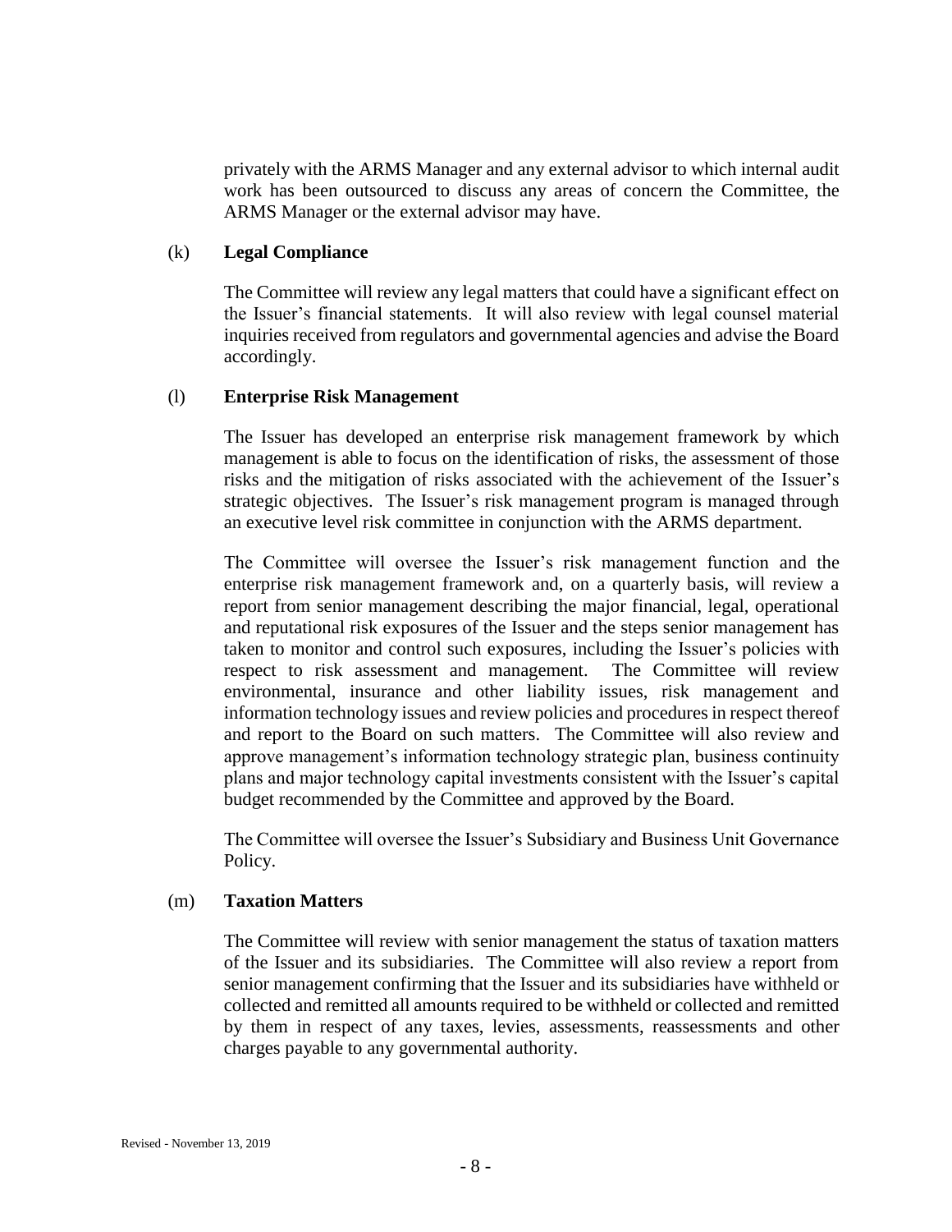privately with the ARMS Manager and any external advisor to which internal audit work has been outsourced to discuss any areas of concern the Committee, the ARMS Manager or the external advisor may have.

(k) **Legal Compliance**

The Committee will review any legal matters that could have a significant effect on the Issuer's financial statements. It will also review with legal counsel material inquiries received from regulators and governmental agencies and advise the Board accordingly.

(l) **Enterprise Risk Management**

The Issuer has developed an enterprise risk management framework by which management is able to focus on the identification of risks, the assessment of those risks and the mitigation of risks associated with the achievement of the Issuer's strategic objectives. The Issuer's risk management program is managed through an executive level risk committee in conjunction with the ARMS department.

The Committee will oversee the Issuer's risk management function and the enterprise risk management framework and, on a quarterly basis, will review a report from senior management describing the major financial, legal, operational and reputational risk exposures of the Issuer and the steps senior management has taken to monitor and control such exposures, including the Issuer's policies with respect to risk assessment and management. The Committee will review environmental, insurance and other liability issues, risk management and information technology issues and review policies and procedures in respect thereof and report to the Board on such matters. The Committee will also review and approve management's information technology strategic plan, business continuity plans and major technology capital investments consistent with the Issuer's capital budget recommended by the Committee and approved by the Board.

The Committee will oversee the Issuer's Subsidiary and Business Unit Governance Policy.

(m) **Taxation Matters**

The Committee will review with senior management the status of taxation matters of the Issuer and its subsidiaries. The Committee will also review a report from senior management confirming that the Issuer and its subsidiaries have withheld or collected and remitted all amounts required to be withheld or collected and remitted by them in respect of any taxes, levies, assessments, reassessments and other charges payable to any governmental authority.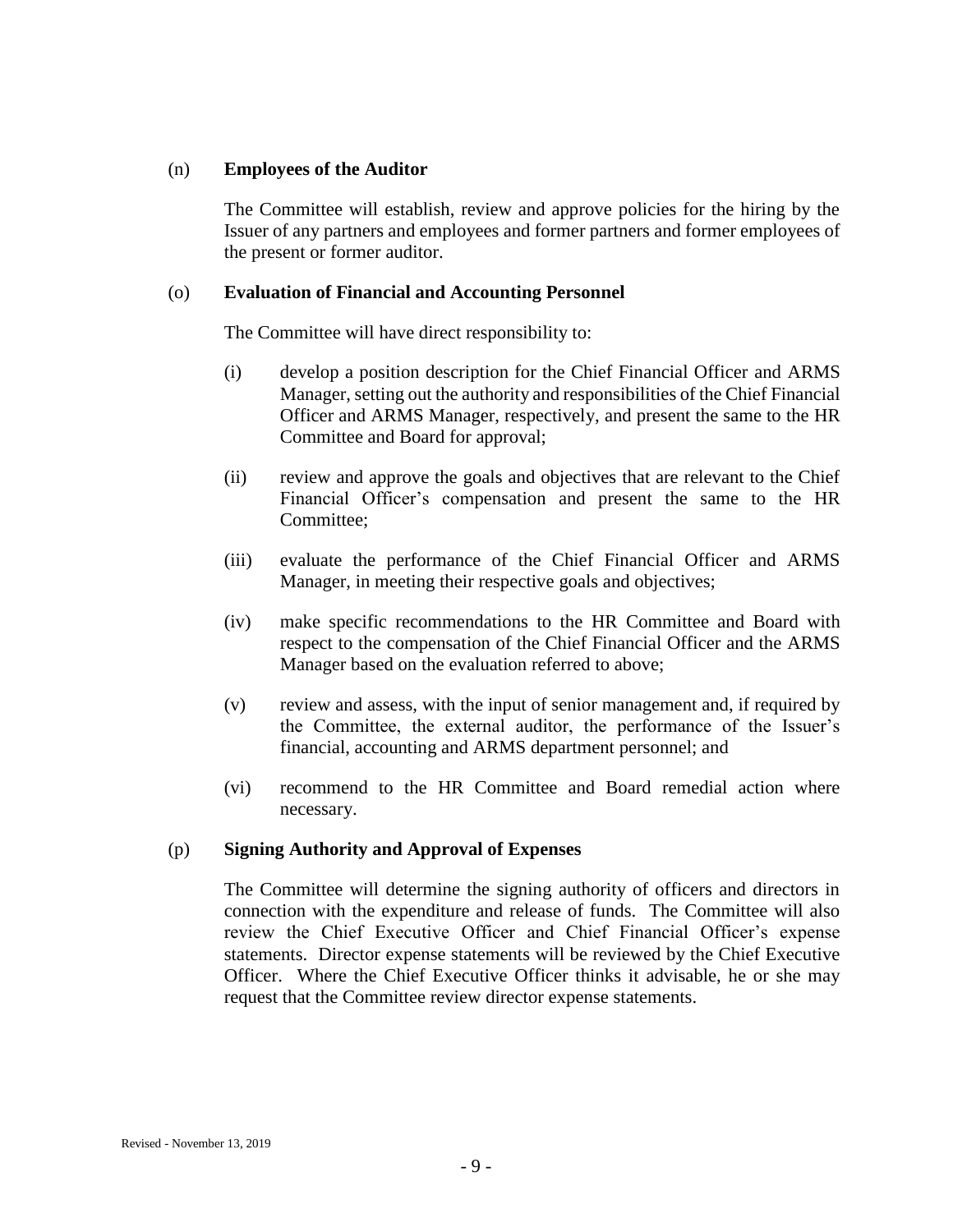(n) **Employees of the Auditor**

The Committee will establish, review and approve policies for the hiring by the Issuer of any partners and employees and former partners and former employees of the present or former auditor.

(o) **Evaluation of Financial and Accounting Personnel**

The Committee will have direct responsibility to:

(i) develop a position description for the Chief Financial Officer and ARMS Manager, setting out the authority and responsibilities of the Chief Financial Officer and ARMS Manager, respectively, and present the same to the HR Committee and Board for approval;

(ii) review and approve the goals and objectives that are relevant to the Chief Financial Officer's compensation and present the same to the HR Committee;

(iii) evaluate the performance of the Chief Financial Officer and ARMS Manager, in meeting their respective goals and objectives;

(iv) make specific recommendations to the HR Committee and Board with respect to the compensation of the Chief Financial Officer and the ARMS Manager based on the evaluation referred to above;

(v) review and assess, with the input of senior management and, if required by the Committee, the external auditor, the performance of the Issuer's financial, accounting and ARMS department personnel; and

(vi) recommend to the HR Committee and Board remedial action where necessary.

(p) **Signing Authority and Approval of Expenses**

The Committee will determine the signing authority of officers and directors in connection with the expenditure and release of funds. The Committee will also review the Chief Executive Officer and Chief Financial Officer's expense statements. Director expense statements will be reviewed by the Chief Executive Officer. Where the Chief Executive Officer thinks it advisable, he or she may request that the Committee review director expense statements.

Revised - November 13, 2019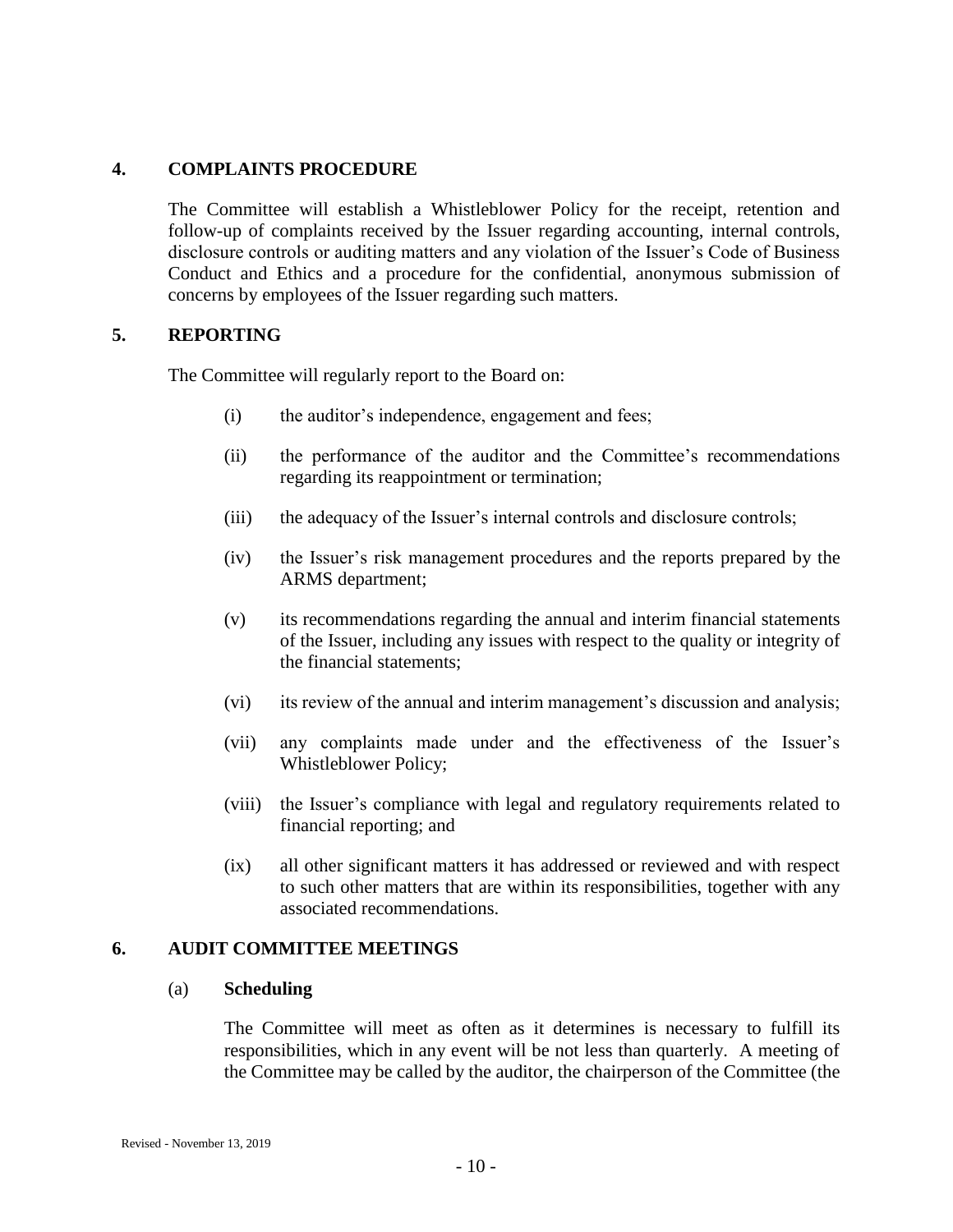## 4. COMPLAINTS PROCEDURE

The Committee will establish a Whistleblower Policy for the receipt, retention and follow-up of complaints received by the Issuer regarding accounting, internal controls, disclosure controls or auditing matters and any violation of the Issuer's Code of Business Conduct and Ethics and a procedure for the confidential, anonymous submission of concerns by employees of the Issuer regarding such matters.

## 5. REPORTING

The Committee will regularly report to the Board on:

(i) the auditor's independence, engagement and fees;

(ii) the performance of the auditor and the Committee's recommendations regarding its reappointment or termination;

(iii) the adequacy of the Issuer's internal controls and disclosure controls;

(iv) the Issuer's risk management procedures and the reports prepared by the ARMS department;

(v) its recommendations regarding the annual and interim financial statements of the Issuer, including any issues with respect to the quality or integrity of the financial statements;

(vi) its review of the annual and interim management's discussion and analysis;

(vii) any complaints made under and the effectiveness of the Issuer's Whistleblower Policy;

(viii) the Issuer's compliance with legal and regulatory requirements related to financial reporting; and

(ix) all other significant matters it has addressed or reviewed and with respect to such other matters that are within its responsibilities, together with any associated recommendations.

## 6. AUDIT COMMITTEE MEETINGS

### (a) Scheduling

The Committee will meet as often as it determines is necessary to fulfill its responsibilities, which in any event will be not less than quarterly. A meeting of the Committee may be called by the auditor, the chairperson of the Committee (the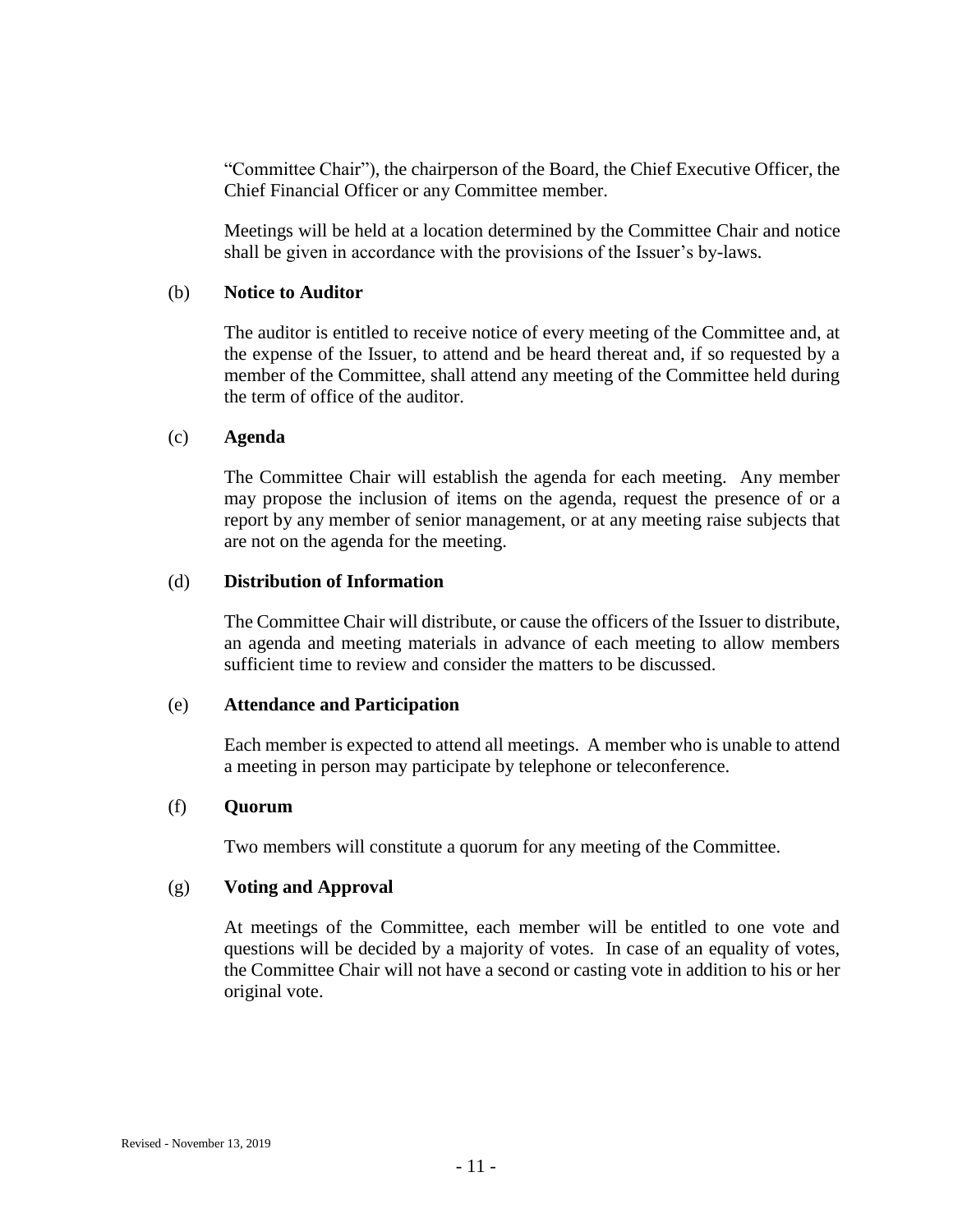"Committee Chair"), the chairperson of the Board, the Chief Executive Officer, the Chief Financial Officer or any Committee member.

Meetings will be held at a location determined by the Committee Chair and notice shall be given in accordance with the provisions of the Issuer's by-laws.

(b) **Notice to Auditor**

The auditor is entitled to receive notice of every meeting of the Committee and, at the expense of the Issuer, to attend and be heard thereat and, if so requested by a member of the Committee, shall attend any meeting of the Committee held during the term of office of the auditor.

(c) **Agenda**

The Committee Chair will establish the agenda for each meeting. Any member may propose the inclusion of items on the agenda, request the presence of or a report by any member of senior management, or at any meeting raise subjects that are not on the agenda for the meeting.

(d) **Distribution of Information**

The Committee Chair will distribute, or cause the officers of the Issuer to distribute, an agenda and meeting materials in advance of each meeting to allow members sufficient time to review and consider the matters to be discussed.

(e) **Attendance and Participation**

Each member is expected to attend all meetings. A member who is unable to attend a meeting in person may participate by telephone or teleconference.

(f) **Quorum**

Two members will constitute a quorum for any meeting of the Committee.

(g) **Voting and Approval**

At meetings of the Committee, each member will be entitled to one vote and questions will be decided by a majority of votes. In case of an equality of votes, the Committee Chair will not have a second or casting vote in addition to his or her original vote.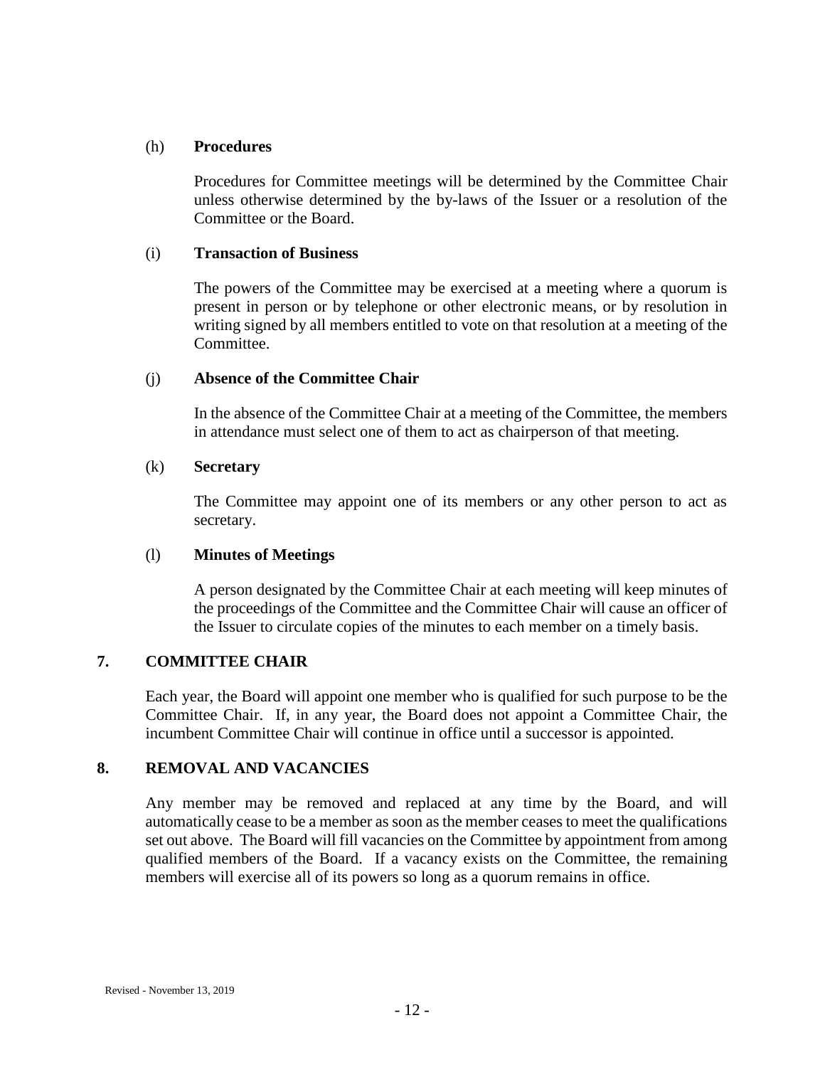(h) **Procedures**

Procedures for Committee meetings will be determined by the Committee Chair unless otherwise determined by the by-laws of the Issuer or a resolution of the Committee or the Board.

(i) **Transaction of Business**

The powers of the Committee may be exercised at a meeting where a quorum is present in person or by telephone or other electronic means, or by resolution in writing signed by all members entitled to vote on that resolution at a meeting of the Committee.

(j) **Absence of the Committee Chair**

In the absence of the Committee Chair at a meeting of the Committee, the members in attendance must select one of them to act as chairperson of that meeting.

(k) **Secretary**

The Committee may appoint one of its members or any other person to act as secretary.

(l) **Minutes of Meetings**

A person designated by the Committee Chair at each meeting will keep minutes of the proceedings of the Committee and the Committee Chair will cause an officer of the Issuer to circulate copies of the minutes to each member on a timely basis.

## 7. COMMITTEE CHAIR

Each year, the Board will appoint one member who is qualified for such purpose to be the Committee Chair. If, in any year, the Board does not appoint a Committee Chair, the incumbent Committee Chair will continue in office until a successor is appointed.

## 8. REMOVAL AND VACANCIES

Any member may be removed and replaced at any time by the Board, and will automatically cease to be a member as soon as the member ceases to meet the qualifications set out above. The Board will fill vacancies on the Committee by appointment from among qualified members of the Board. If a vacancy exists on the Committee, the remaining members will exercise all of its powers so long as a quorum remains in office.

Revised - November 13, 2019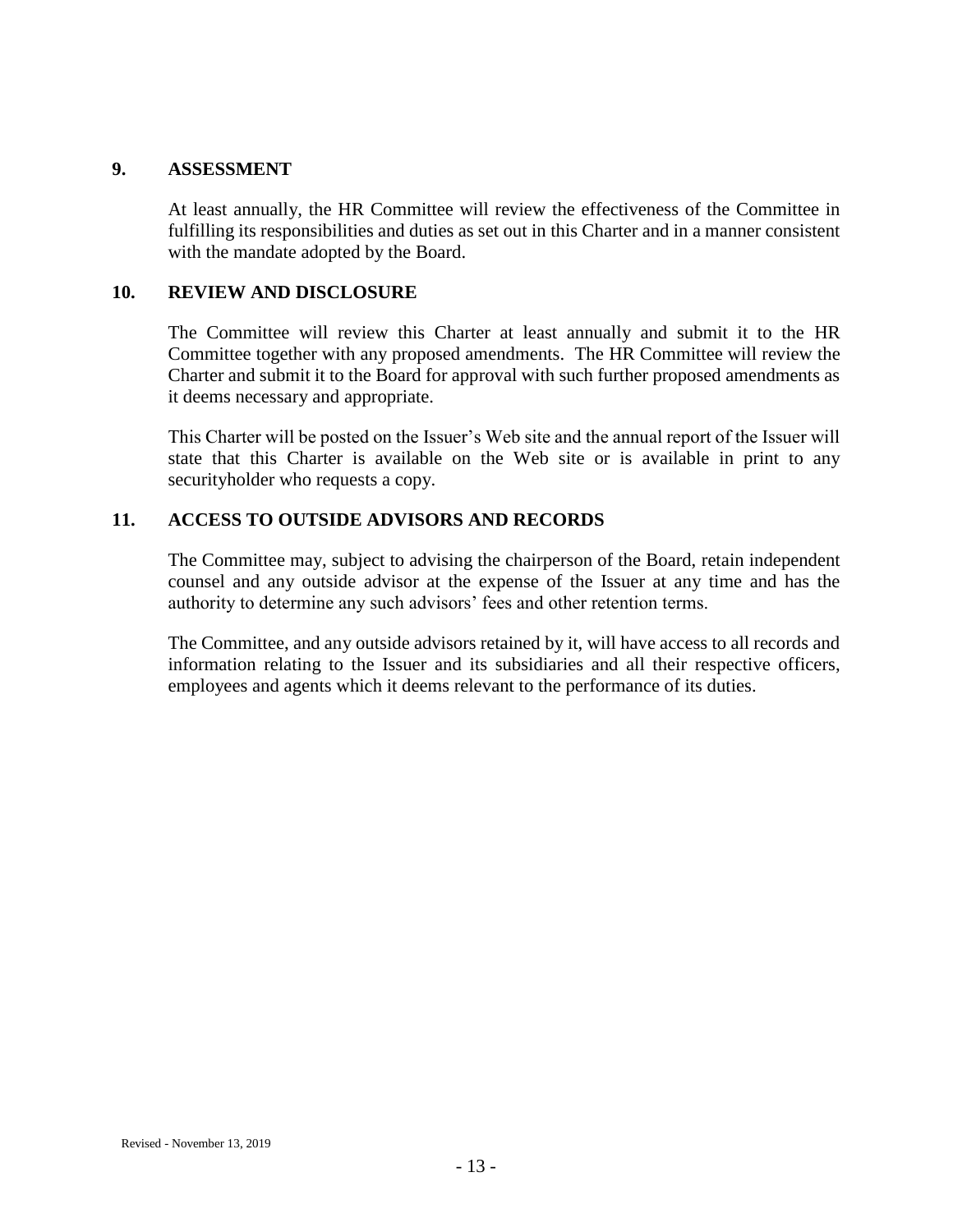## 9. ASSESSMENT

At least annually, the HR Committee will review the effectiveness of the Committee in fulfilling its responsibilities and duties as set out in this Charter and in a manner consistent with the mandate adopted by the Board.

## 10. REVIEW AND DISCLOSURE

The Committee will review this Charter at least annually and submit it to the HR Committee together with any proposed amendments. The HR Committee will review the Charter and submit it to the Board for approval with such further proposed amendments as it deems necessary and appropriate.

This Charter will be posted on the Issuer's Web site and the annual report of the Issuer will state that this Charter is available on the Web site or is available in print to any securityholder who requests a copy.

## 11. ACCESS TO OUTSIDE ADVISORS AND RECORDS

The Committee may, subject to advising the chairperson of the Board, retain independent counsel and any outside advisor at the expense of the Issuer at any time and has the authority to determine any such advisors' fees and other retention terms.

The Committee, and any outside advisors retained by it, will have access to all records and information relating to the Issuer and its subsidiaries and all their respective officers, employees and agents which it deems relevant to the performance of its duties.

Revised - November 13, 2019